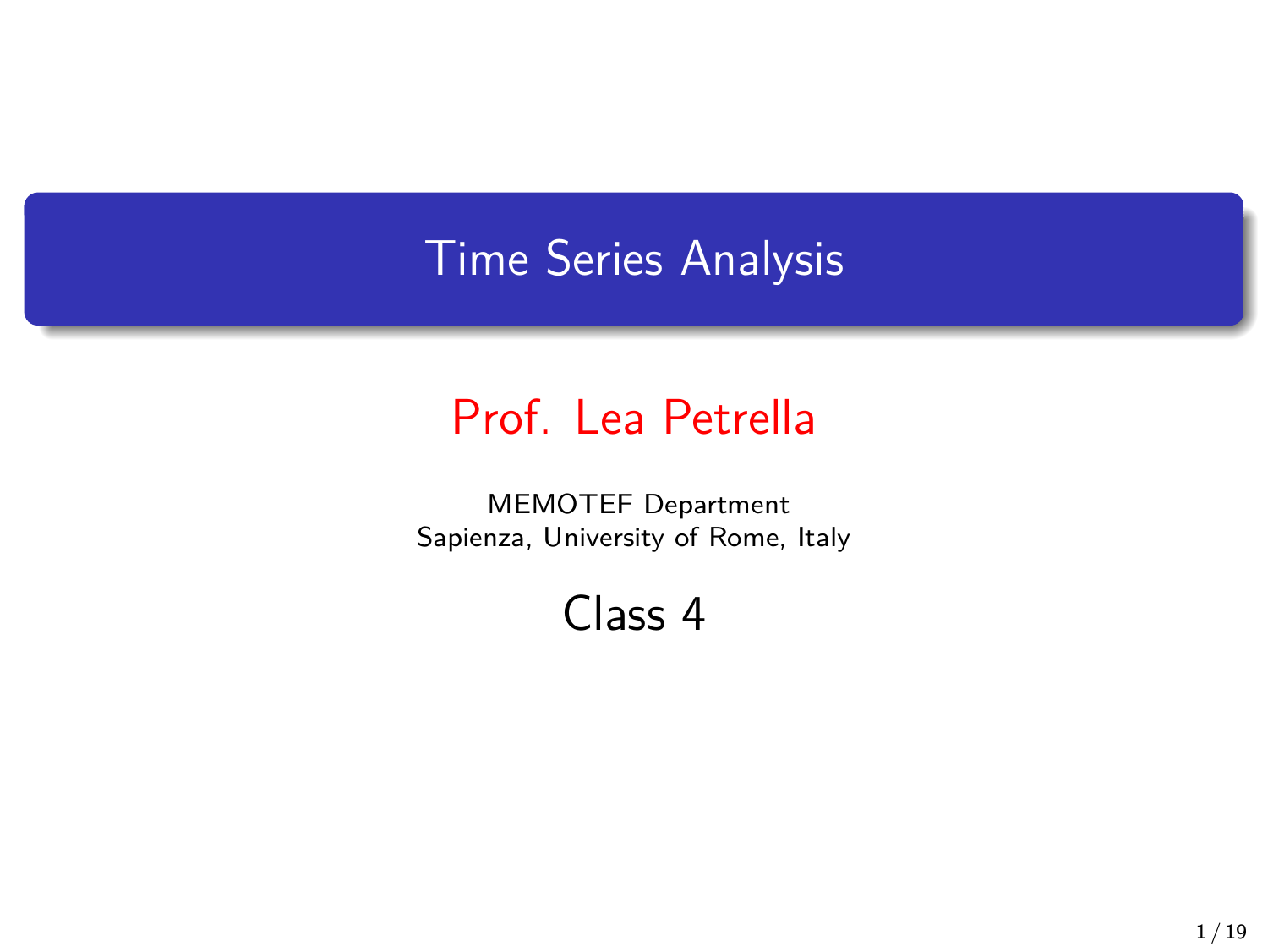# Time Series Analysis

**Prof. Lea Petrella**

MEMOTEF Department
Sapienza, University of Rome, Italy

Class 4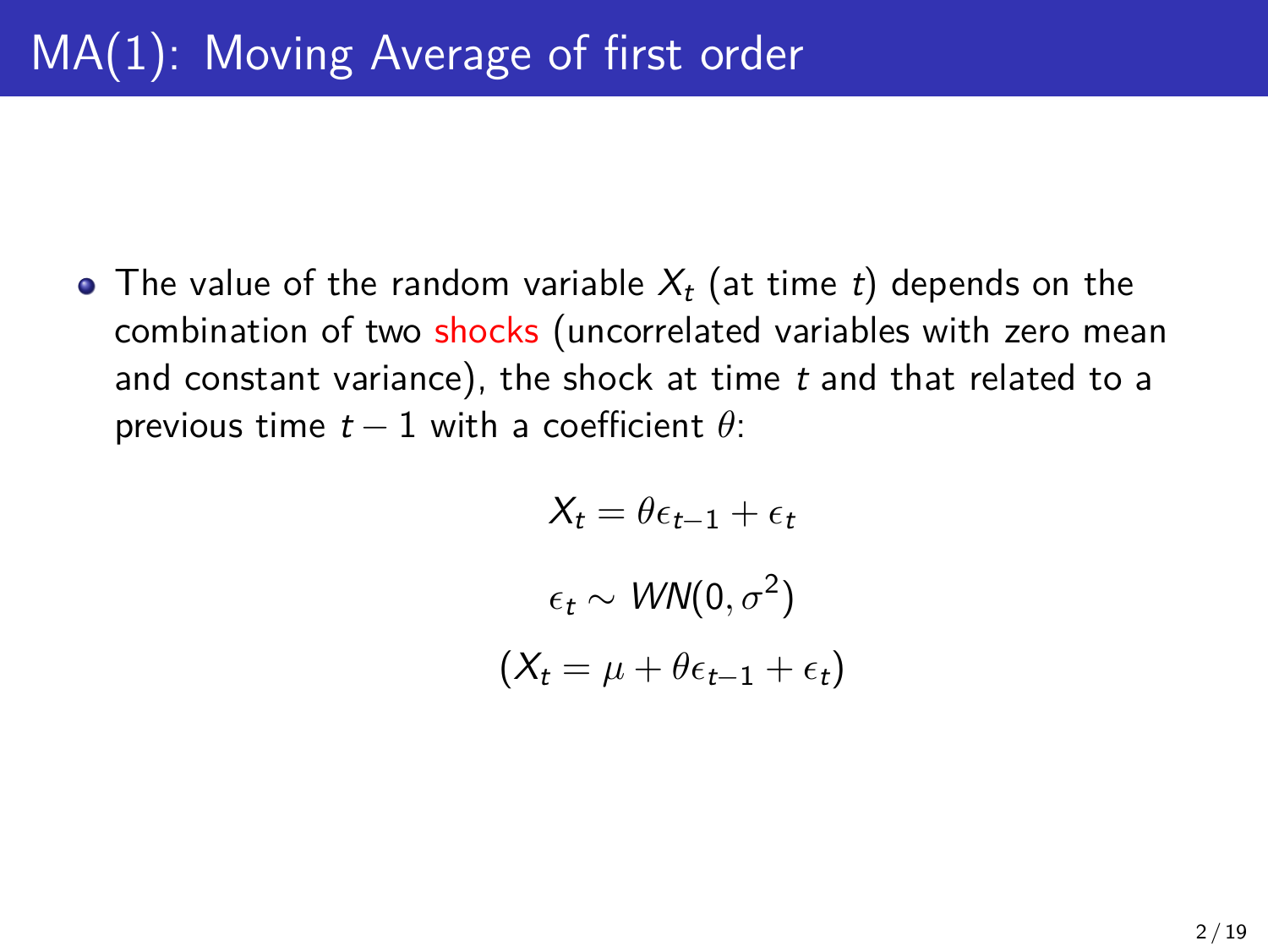# MA(1): Moving Average of first order

- The value of the random variable $X_t$ (at time $t$) depends on the combination of two shocks (uncorrelated variables with zero mean and constant variance), the shock at time $t$ and that related to a previous time $t-1$ with a coefficient $\theta$:

$$X_t = \theta\epsilon_{t-1} + \epsilon_t$$

$$\epsilon_t \sim WN(0, \sigma^2)$$

$$(X_t = \mu + \theta\epsilon_{t-1} + \epsilon_t)$$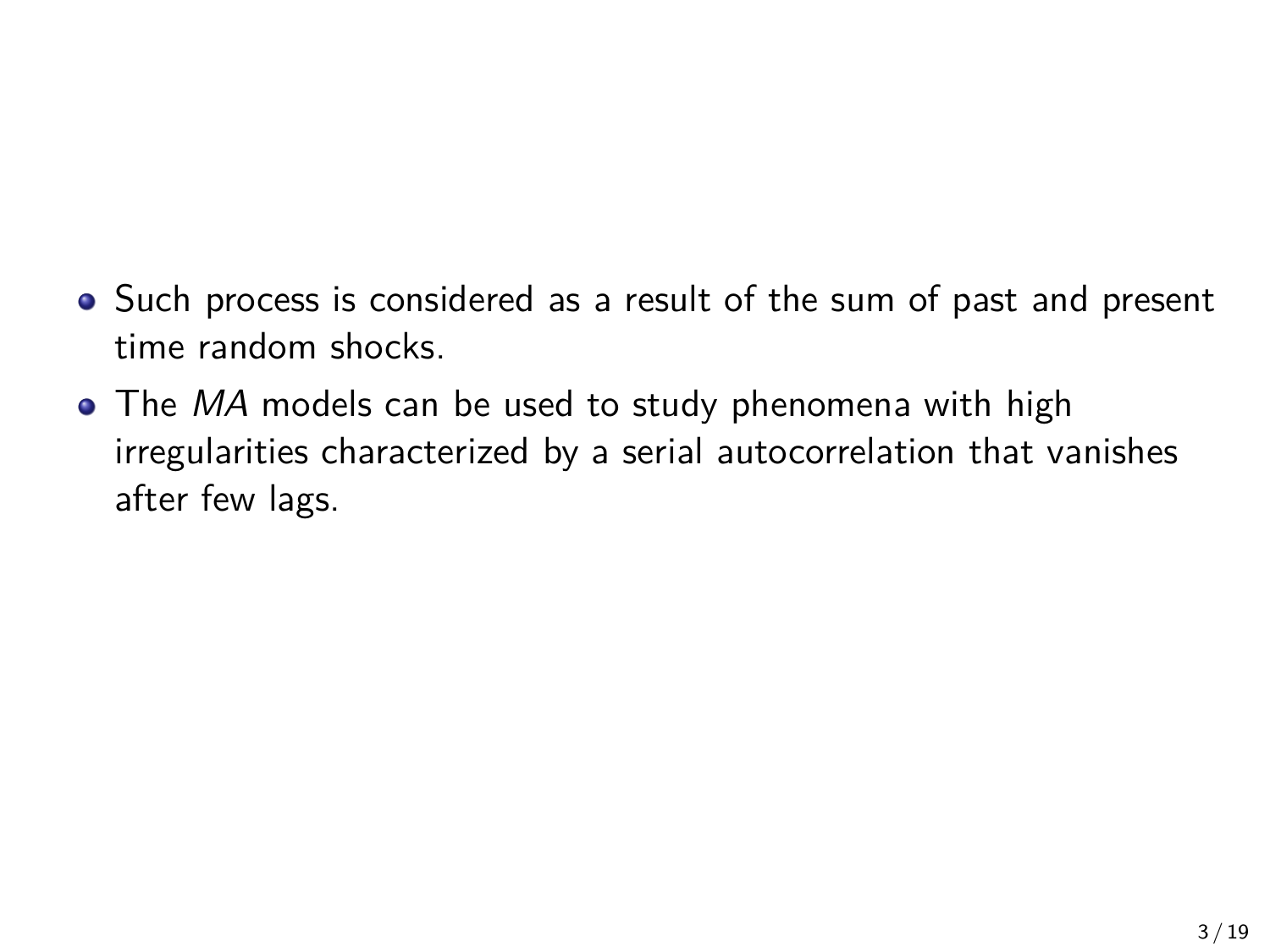- Such process is considered as a result of the sum of past and present time random shocks.
- The *MA* models can be used to study phenomena with high irregularities characterized by a serial autocorrelation that vanishes after few lags.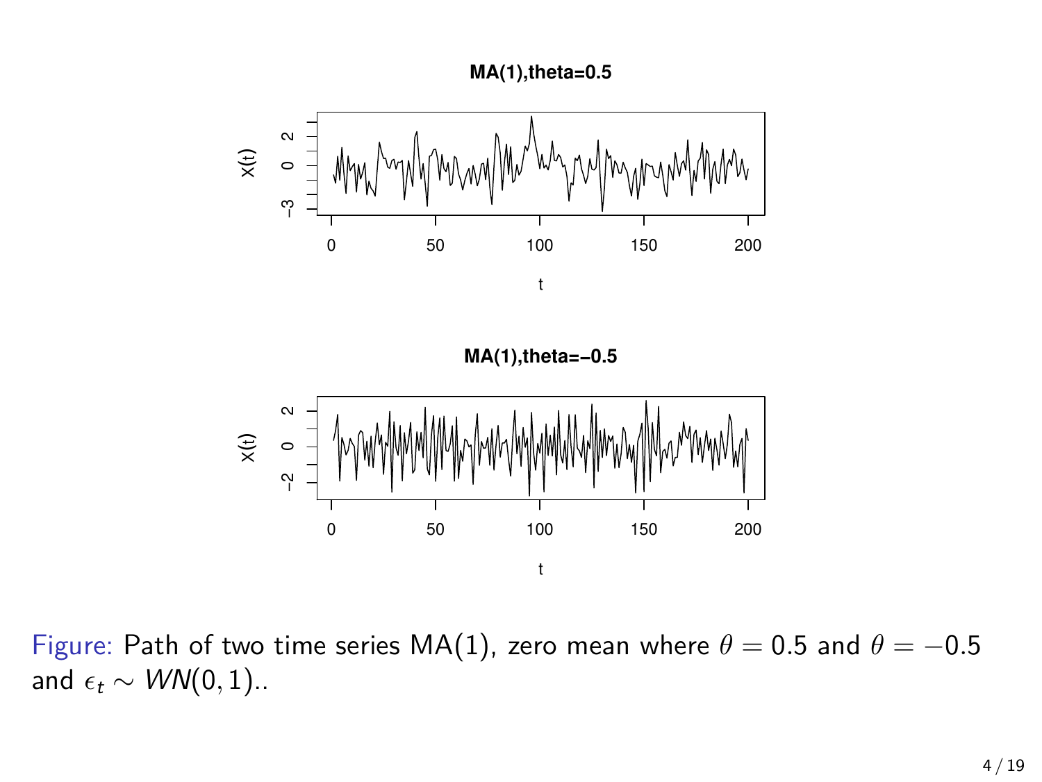Figure: Path of two time series MA(1), zero mean where $\theta = 0.5$ and $\theta = -0.5$ and $\epsilon_t \sim WN(0, 1)$..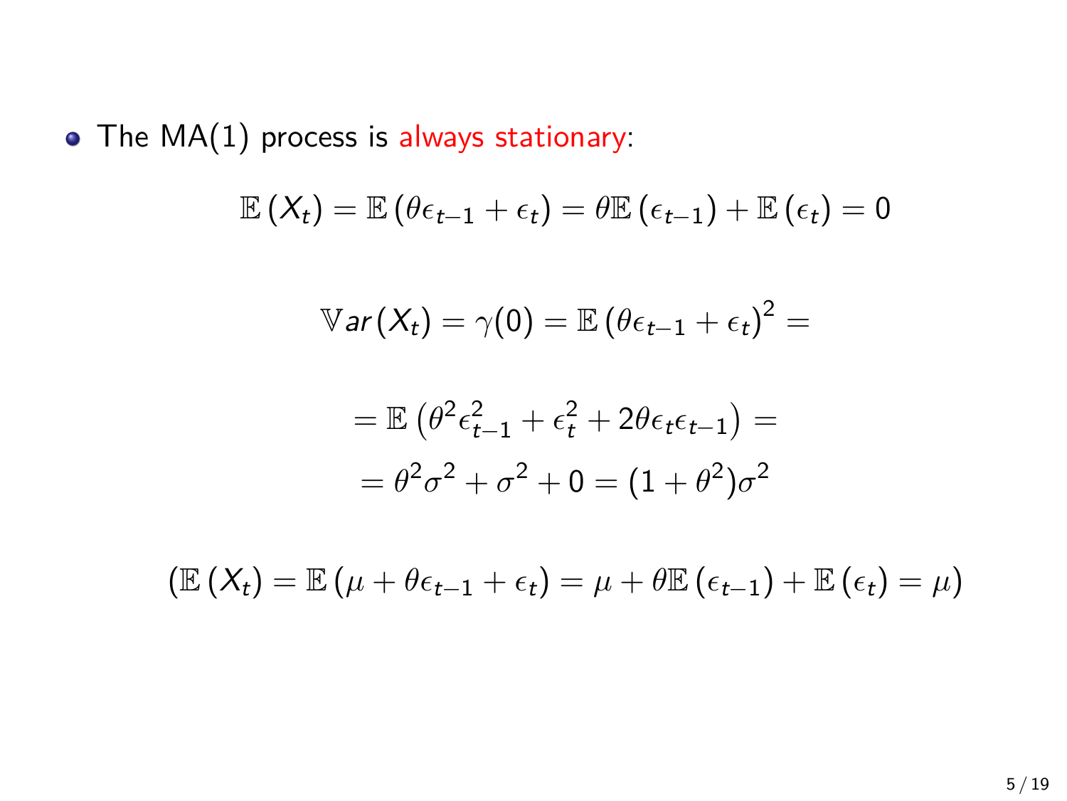- The MA(1) process is always stationary:

$$\mathbb{E}\left(X_t\right) = \mathbb{E}\left(\theta\epsilon_{t-1} + \epsilon_t\right) = \theta\mathbb{E}\left(\epsilon_{t-1}\right) + \mathbb{E}\left(\epsilon_t\right) = 0$$

$$\mathbb{V}ar\left(X_t\right) = \gamma(0) = \mathbb{E}\left(\theta\epsilon_{t-1} + \epsilon_t\right)^2 =$$

$$= \mathbb{E}\left(\theta^2\epsilon_{t-1}^2 + \epsilon_t^2 + 2\theta\epsilon_t\epsilon_{t-1}\right) =$$

$$= \theta^2\sigma^2 + \sigma^2 + 0 = (1+\theta^2)\sigma^2$$

$$\left(\mathbb{E}\left(X_t\right) = \mathbb{E}\left(\mu + \theta\epsilon_{t-1} + \epsilon_t\right) = \mu + \theta\mathbb{E}\left(\epsilon_{t-1}\right) + \mathbb{E}\left(\epsilon_t\right) = \mu\right)$$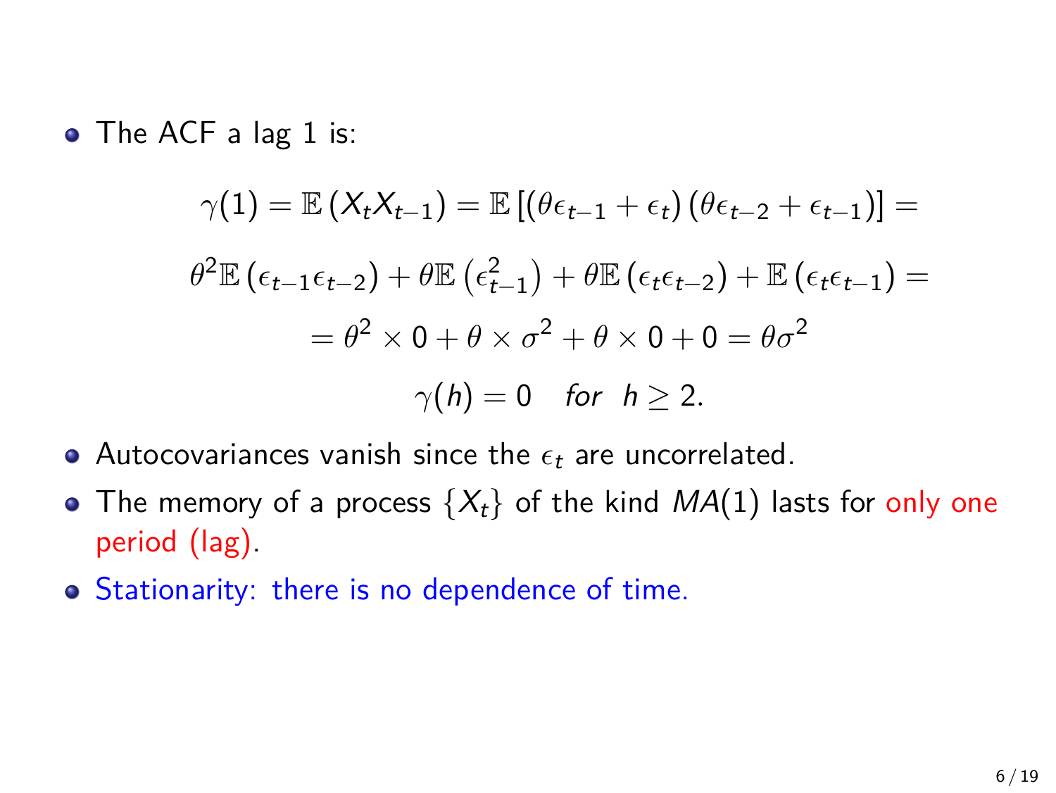- The ACF a lag 1 is:

$$\gamma(1) = \mathbb{E}\left(X_t X_{t-1}\right) = \mathbb{E}\left[\left(\theta\epsilon_{t-1} + \epsilon_t\right)\left(\theta\epsilon_{t-2} + \epsilon_{t-1}\right)\right] =$$

$$\theta^2 \mathbb{E}\left(\epsilon_{t-1}\epsilon_{t-2}\right) + \theta \mathbb{E}\left(\epsilon_{t-1}^2\right) + \theta \mathbb{E}\left(\epsilon_t \epsilon_{t-2}\right) + \mathbb{E}\left(\epsilon_t \epsilon_{t-1}\right) =$$

$$= \theta^2 \times 0 + \theta \times \sigma^2 + \theta \times 0 + 0 = \theta\sigma^2$$

$$\gamma(h) = 0 \quad for \;\; h \geq 2.$$

- Autocovariances vanish since the $\epsilon_t$ are uncorrelated.
- The memory of a process $\{X_t\}$ of the kind $MA(1)$ lasts for only one period (lag).
- Stationarity: there is no dependence of time.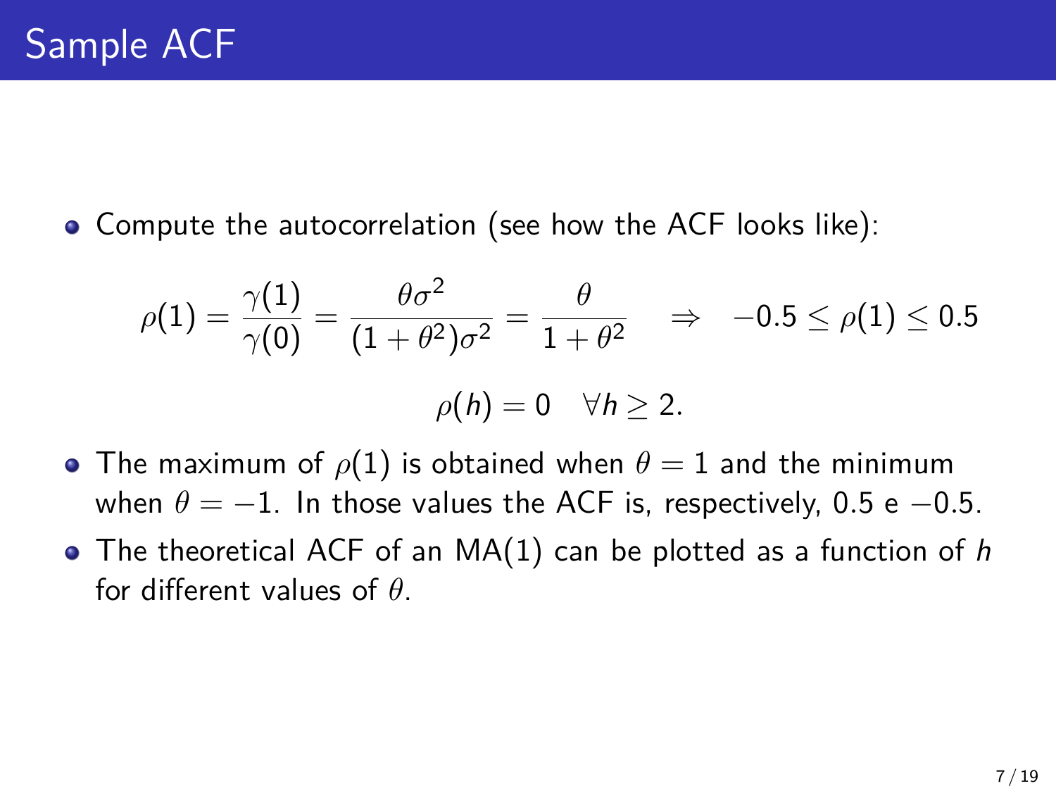# Sample ACF

- Compute the autocorrelation (see how the ACF looks like):

$$\rho(1) = \frac{\gamma(1)}{\gamma(0)} = \frac{\theta\sigma^2}{(1+\theta^2)\sigma^2} = \frac{\theta}{1+\theta^2} \quad \Rightarrow \quad -0.5 \leq \rho(1) \leq 0.5$$

$$\rho(h) = 0 \quad \forall h \geq 2.$$

- The maximum of $\rho(1)$ is obtained when $\theta = 1$ and the minimum when $\theta = -1$. In those values the ACF is, respectively, 0.5 e $-0.5$.
- The theoretical ACF of an MA(1) can be plotted as a function of $h$ for different values of $\theta$.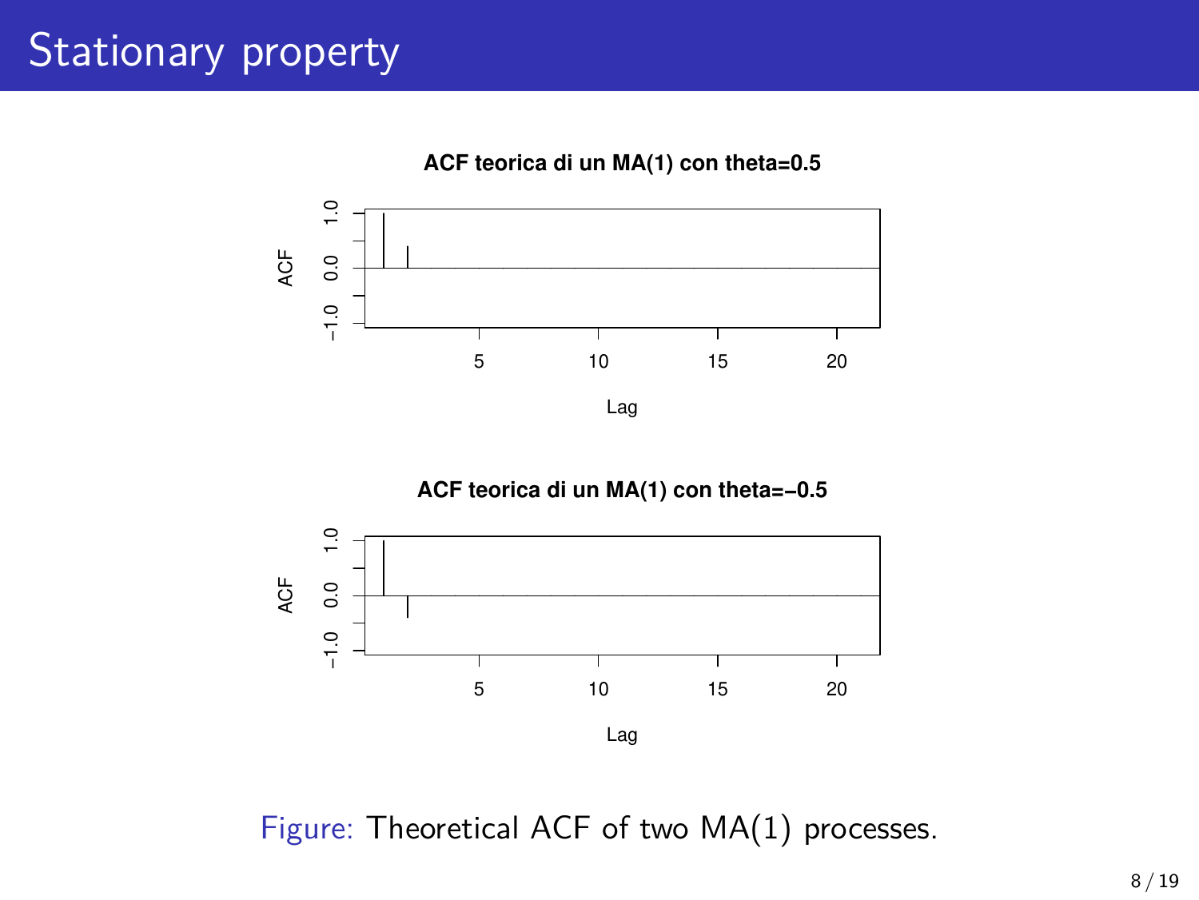# Stationary property

Figure: Theoretical ACF of two MA(1) processes.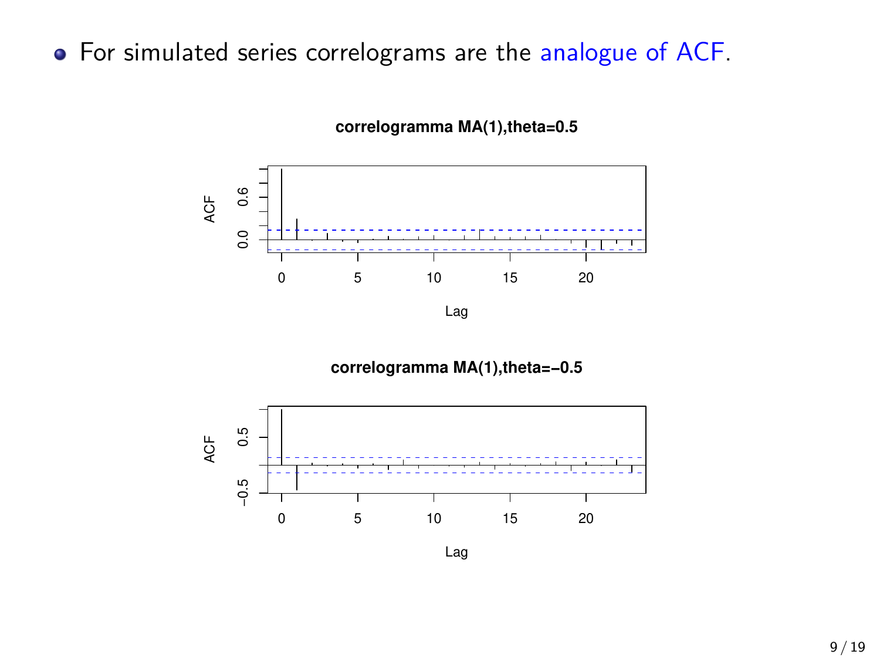- For simulated series correlograms are the analogue of ACF.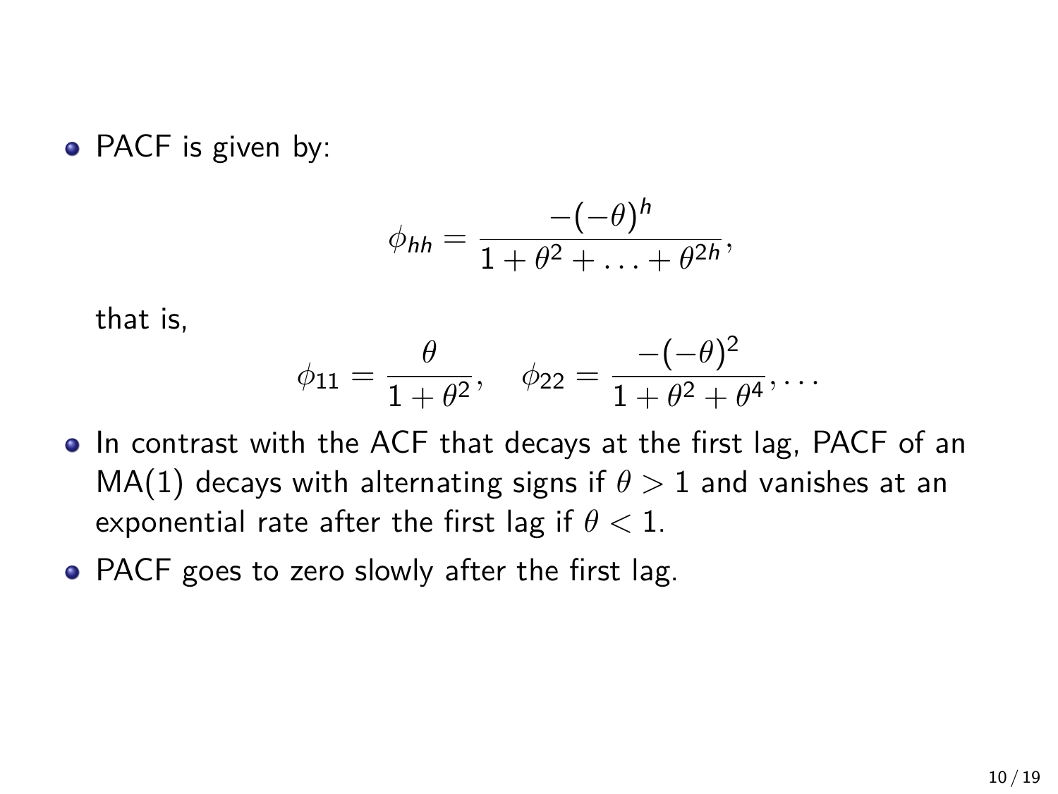- PACF is given by:

$$\phi_{hh} = \frac{-(-\theta)^h}{1 + \theta^2 + \ldots + \theta^{2h}},$$

  that is,

$$\phi_{11} = \frac{\theta}{1 + \theta^2}, \quad \phi_{22} = \frac{-(-\theta)^2}{1 + \theta^2 + \theta^4}, \ldots$$

- In contrast with the ACF that decays at the first lag, PACF of an MA(1) decays with alternating signs if $\theta > 1$ and vanishes at an exponential rate after the first lag if $\theta < 1$.
- PACF goes to zero slowly after the first lag.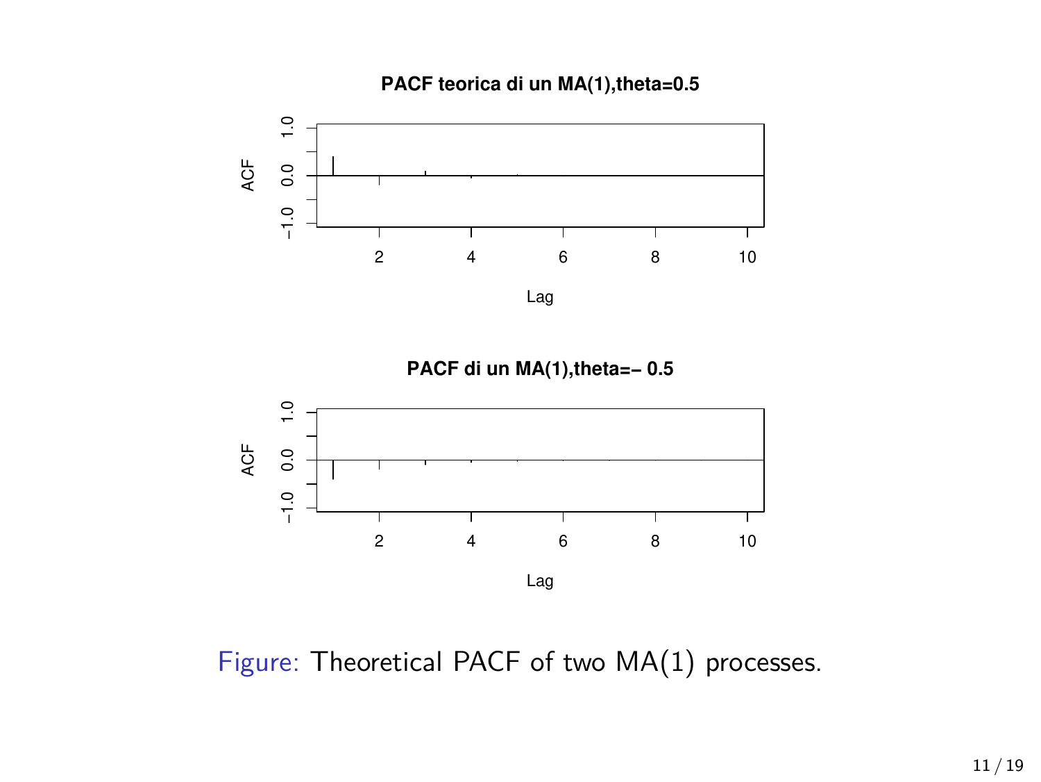PACF teorica di un MA(1),theta=0.5

PACF di un MA(1),theta=– 0.5

Figure: Theoretical PACF of two MA(1) processes.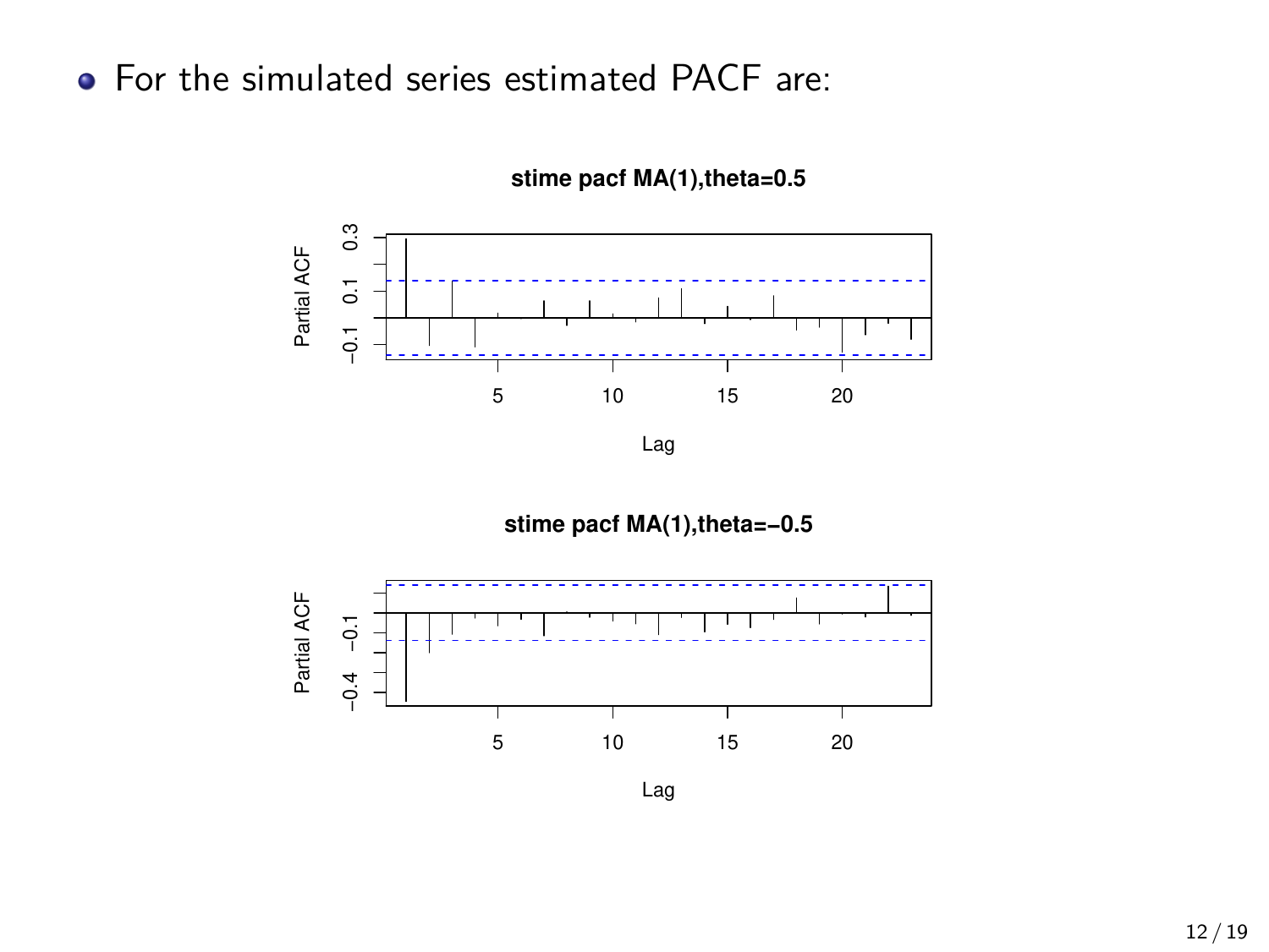- For the simulated series estimated PACF are:

**stime pacf MA(1),theta=0.5**

**stime pacf MA(1),theta=−0.5**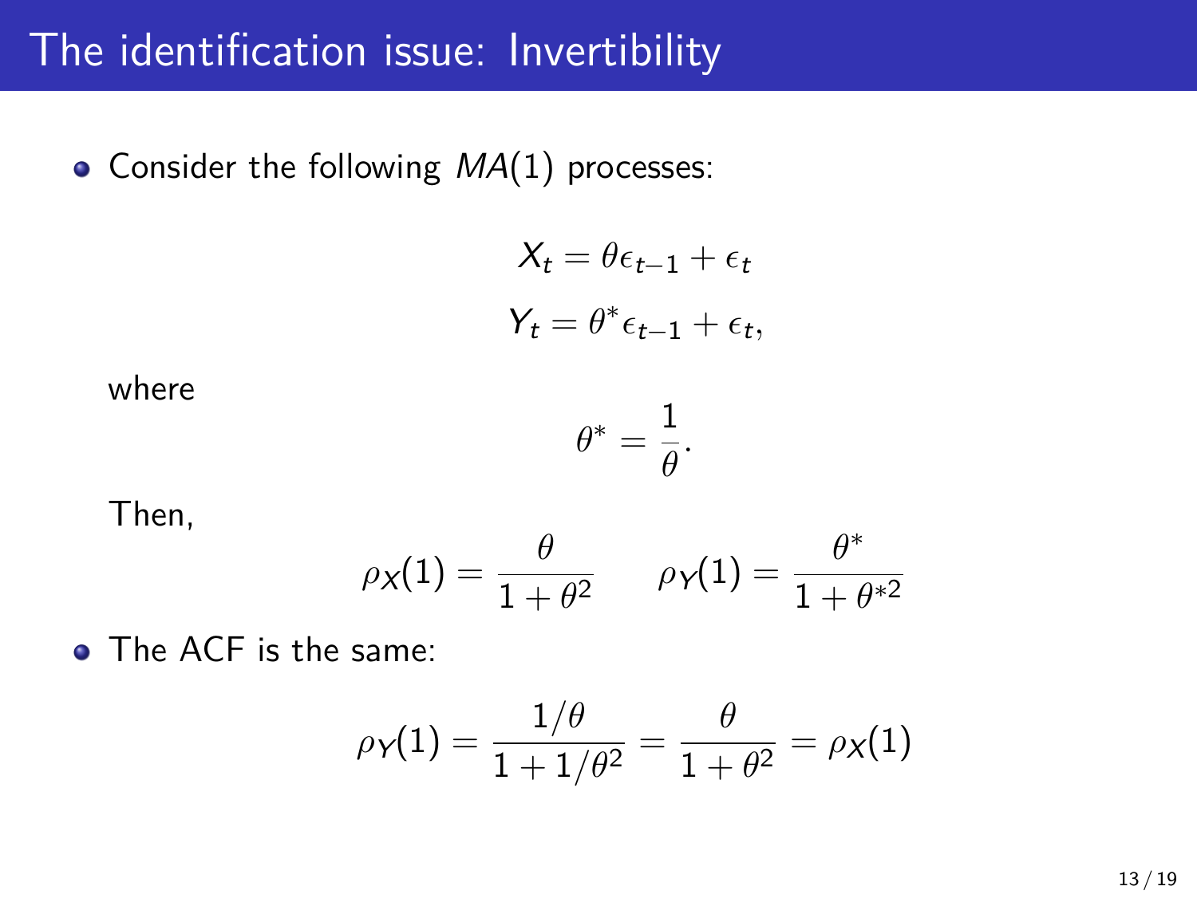# The identification issue: Invertibility

- Consider the following $MA(1)$ processes:

$$X_t = \theta \epsilon_{t-1} + \epsilon_t$$
$$Y_t = \theta^* \epsilon_{t-1} + \epsilon_t,$$

  where

$$\theta^* = \frac{1}{\theta}.$$

  Then,

$$\rho_X(1) = \frac{\theta}{1+\theta^2} \qquad \rho_Y(1) = \frac{\theta^*}{1+\theta^{*2}}$$

- The ACF is the same:

$$\rho_Y(1) = \frac{1/\theta}{1+1/\theta^2} = \frac{\theta}{1+\theta^2} = \rho_X(1)$$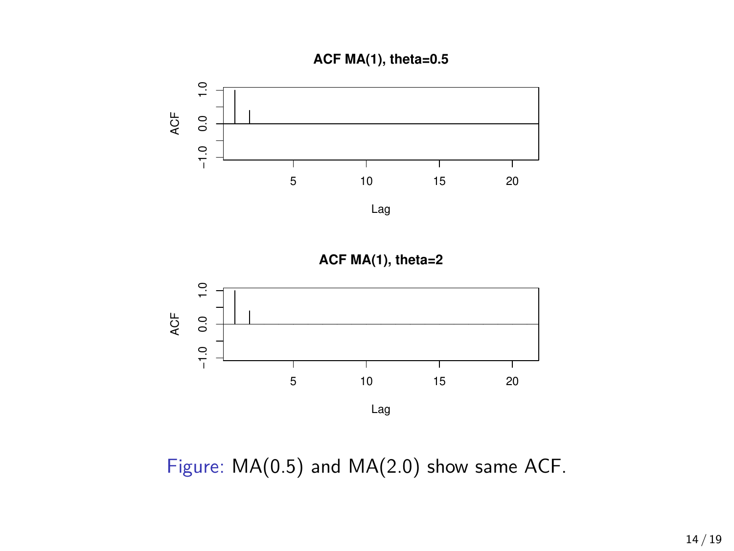Figure: MA(0.5) and MA(2.0) show same ACF.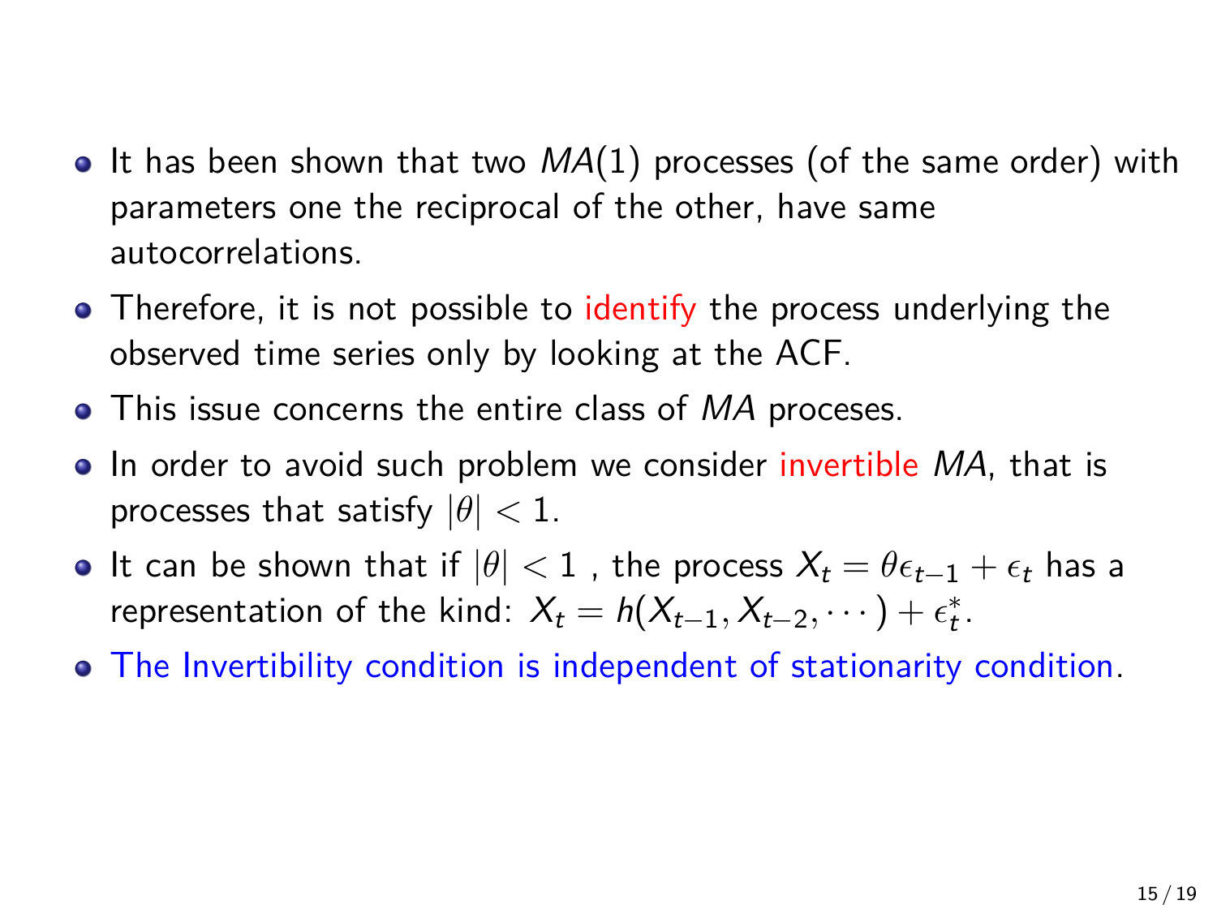- It has been shown that two $MA(1)$ processes (of the same order) with parameters one the reciprocal of the other, have same autocorrelations.
- Therefore, it is not possible to identify the process underlying the observed time series only by looking at the ACF.
- This issue concerns the entire class of $MA$ proceses.
- In order to avoid such problem we consider invertible $MA$, that is processes that satisfy $|\theta| < 1$.
- It can be shown that if $|\theta| < 1$ , the process $X_t = \theta\epsilon_{t-1} + \epsilon_t$ has a representation of the kind: $X_t = h(X_{t-1}, X_{t-2}, \cdots) + \epsilon_t^*$.
- The Invertibility condition is independent of stationarity condition.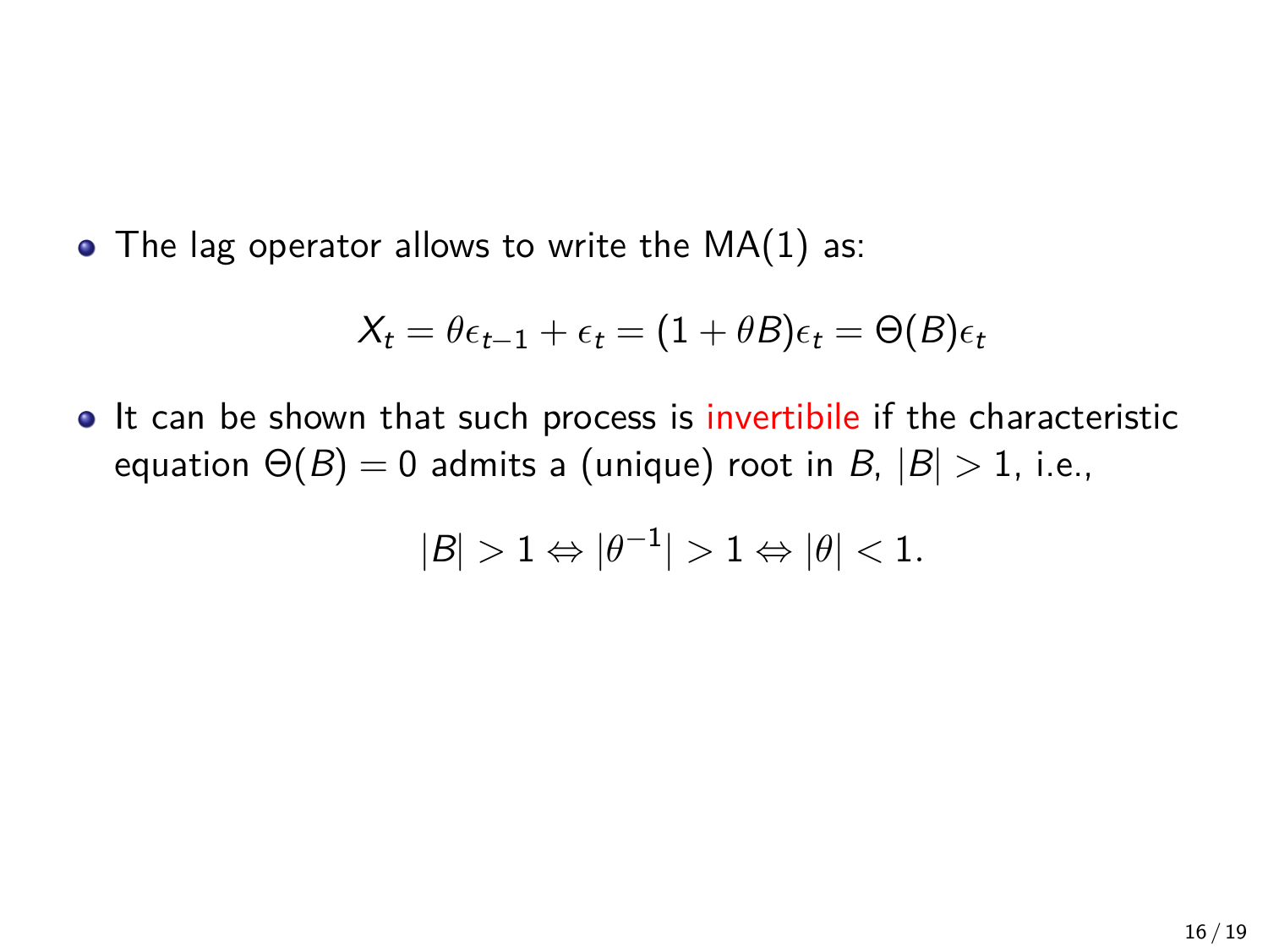- The lag operator allows to write the MA(1) as:

$$X_t = \theta\epsilon_{t-1} + \epsilon_t = (1 + \theta B)\epsilon_t = \Theta(B)\epsilon_t$$

- It can be shown that such process is invertibile if the characteristic equation $\Theta(B) = 0$ admits a (unique) root in $B$, $|B| > 1$, i.e.,

$$|B| > 1 \Leftrightarrow |\theta^{-1}| > 1 \Leftrightarrow |\theta| < 1.$$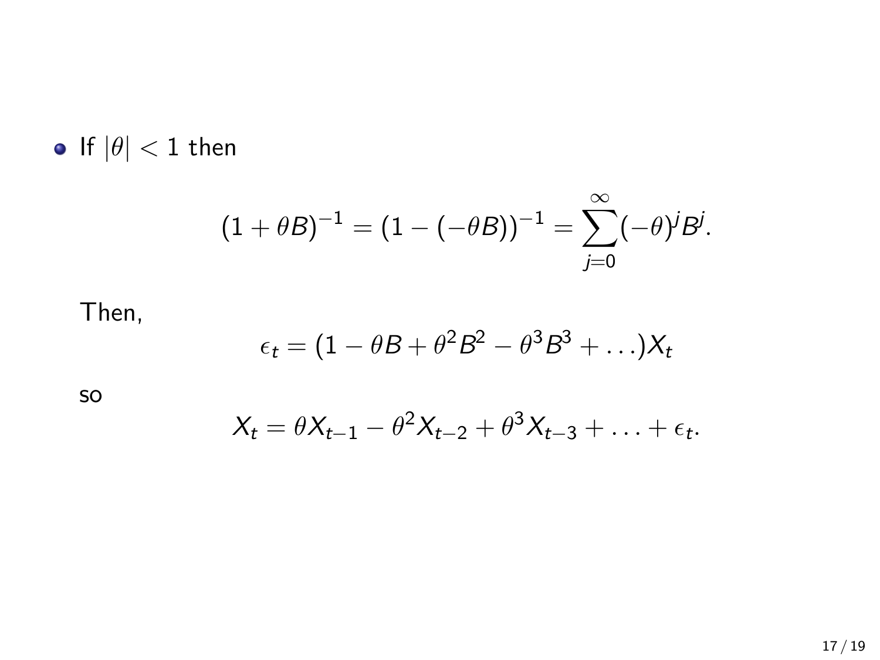- If $|\theta| < 1$ then

$$(1 + \theta B)^{-1} = (1 - (-\theta B))^{-1} = \sum_{j=0}^{\infty} (-\theta)^j B^j.$$

Then,

$$\epsilon_t = (1 - \theta B + \theta^2 B^2 - \theta^3 B^3 + \ldots) X_t$$

so

$$X_t = \theta X_{t-1} - \theta^2 X_{t-2} + \theta^3 X_{t-3} + \ldots + \epsilon_t.$$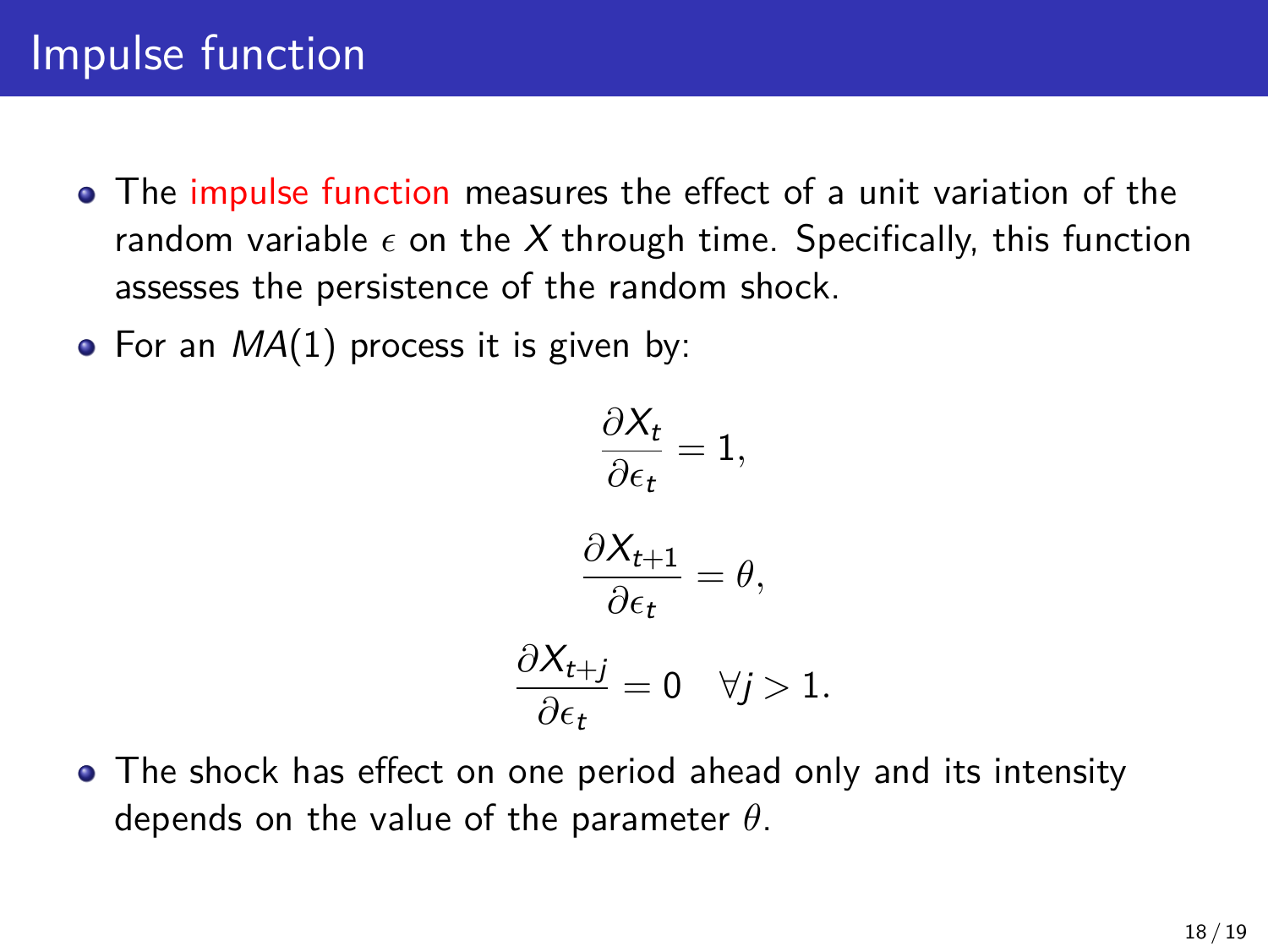# Impulse function

- The impulse function measures the effect of a unit variation of the random variable $\epsilon$ on the $X$ through time. Specifically, this function assesses the persistence of the random shock.
- For an $MA(1)$ process it is given by:

$$\frac{\partial X_t}{\partial \epsilon_t} = 1,$$

$$\frac{\partial X_{t+1}}{\partial \epsilon_t} = \theta,$$

$$\frac{\partial X_{t+j}}{\partial \epsilon_t} = 0 \quad \forall j > 1.$$

- The shock has effect on one period ahead only and its intensity depends on the value of the parameter $\theta$.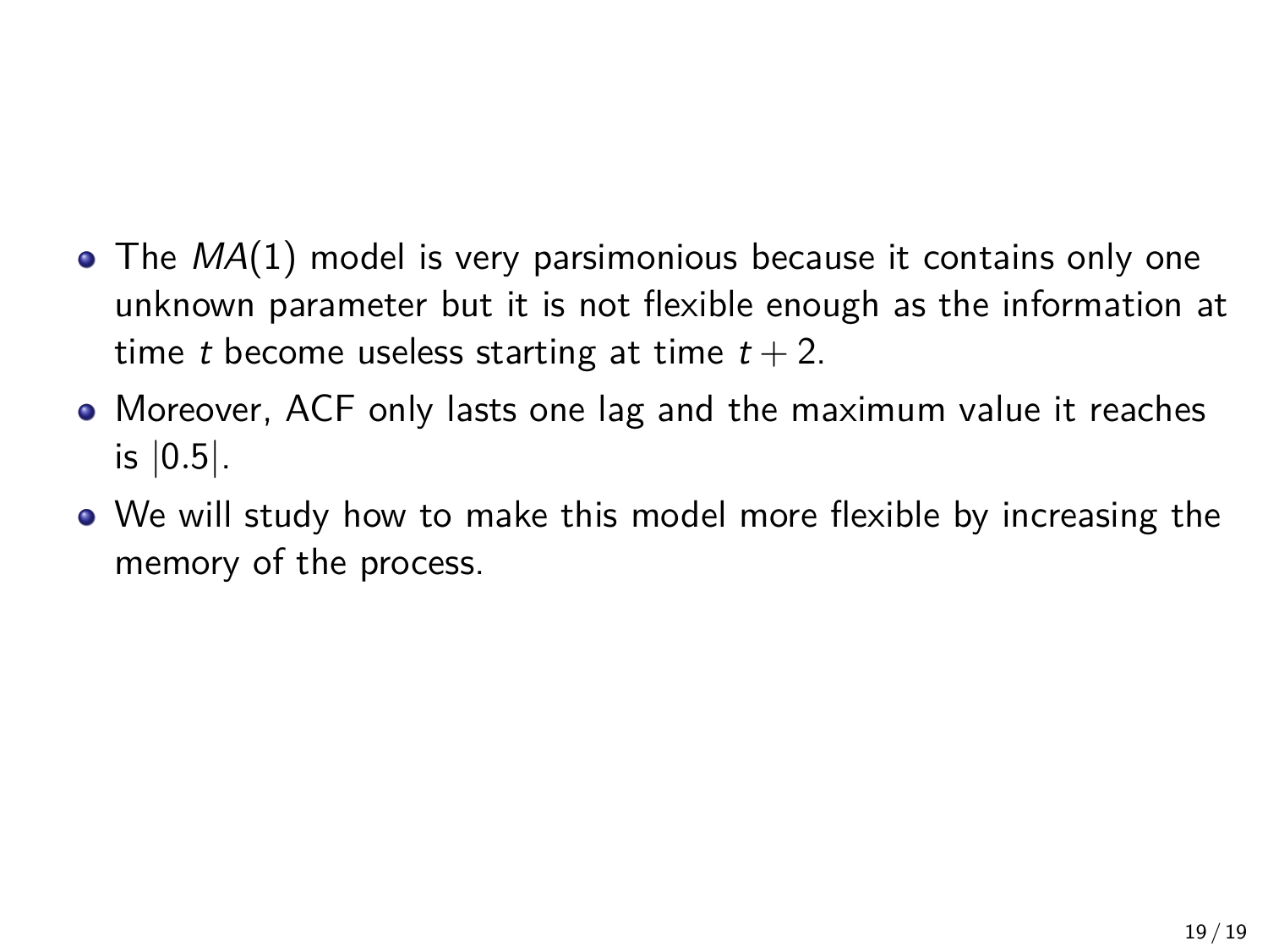- The $MA(1)$ model is very parsimonious because it contains only one unknown parameter but it is not flexible enough as the information at time $t$ become useless starting at time $t+2$.
- Moreover, ACF only lasts one lag and the maximum value it reaches is $|0.5|$.
- We will study how to make this model more flexible by increasing the memory of the process.